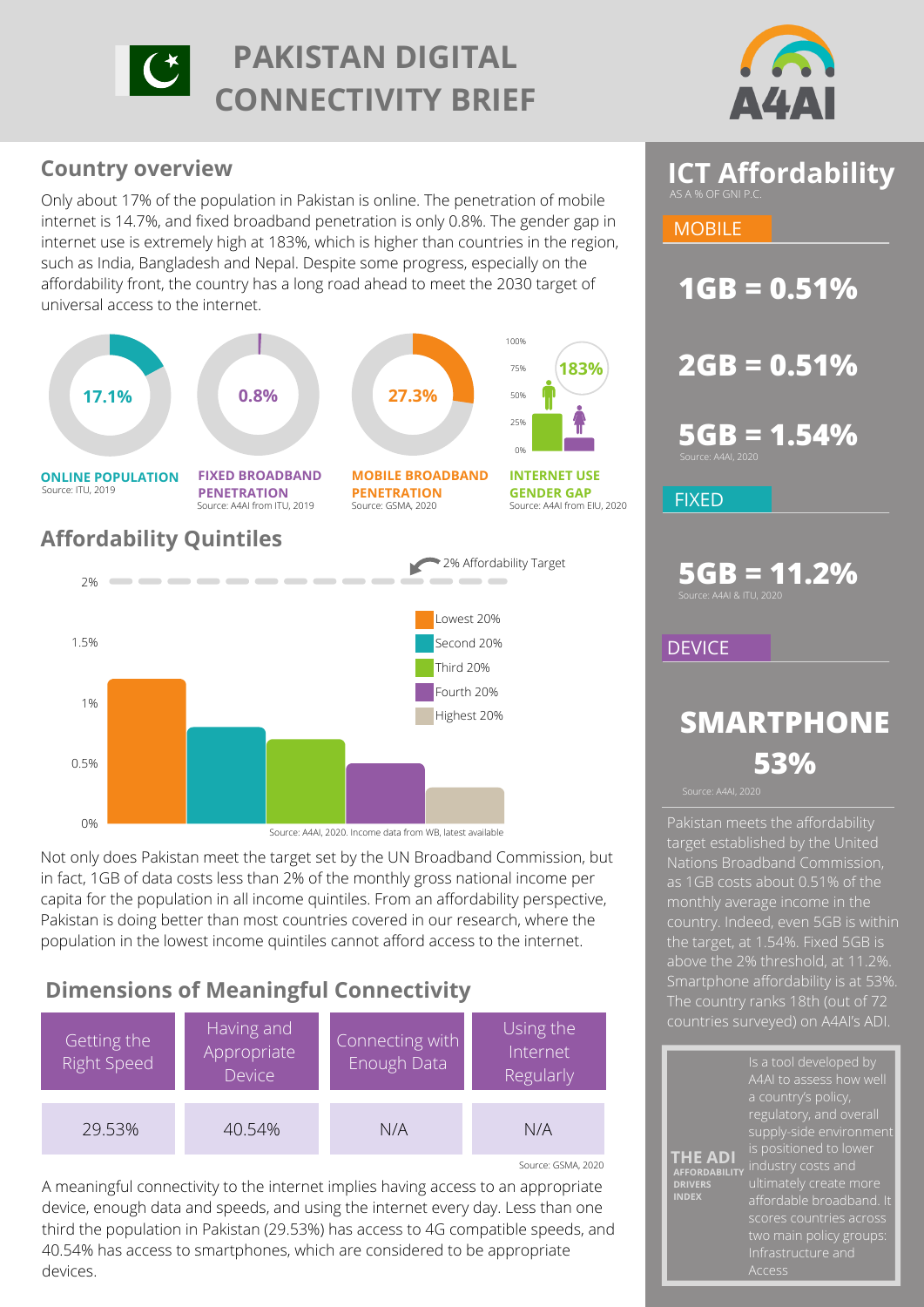# PAKISTAN DIGITAL CONNECTIVITY BRIEF

A4AI

## Country overview

Only about 17% of the population in Pakistan is online. The penetration of mobile internet is 14.7%, and fixed broadband penetration is only 0.8%. The gender gap in internet use is extremely high at 183%, which is higher than countries in the region, such as India, Bangladesh and Nepal. Despite some progress, especially on the affordability front, the country has a long road ahead to meet the 2030 target of universal access to the internet.

**17.1%**
**ONLINE POPULATION**
Source: ITU, 2019

**0.8%**
**FIXED BROADBAND PENETRATION**
Source: A4AI from ITU, 2019

**27.3%**
**MOBILE BROADBAND PENETRATION**
Source: GSMA, 2020

**183%**
**INTERNET USE GENDER GAP**
Source: A4AI from EIU, 2020

## Affordability Quintiles

2% Affordability Target

Lowest 20% | Second 20% | Third 20% | Fourth 20% | Highest 20%

Source: A4AI, 2020. Income data from WB, latest available

Not only does Pakistan meet the target set by the UN Broadband Commission, but in fact, 1GB of data costs less than 2% of the monthly gross national income per capita for the population in all income quintiles. From an affordability perspective, Pakistan is doing better than most countries covered in our research, where the population in the lowest income quintiles cannot afford access to the internet.

## Dimensions of Meaningful Connectivity

| Getting the Right Speed | Having and Appropriate Device | Connecting with Enough Data | Using the Internet Regularly |
|---|---|---|---|
| 29.53% | 40.54% | N/A | N/A |

Source: GSMA, 2020

A meaningful connectivity to the internet implies having access to an appropriate device, enough data and speeds, and using the internet every day. Less than one third the population in Pakistan (29.53%) has access to 4G compatible speeds, and 40.54% has access to smartphones, which are considered to be appropriate devices.

## ICT Affordability

AS A % OF GNI P.C.

### MOBILE

**1GB = 0.51%**

**2GB = 0.51%**

**5GB = 1.54%**

Source: A4AI, 2020

### FIXED

**5GB = 11.2%**

Source: A4AI & ITU, 2020

### DEVICE

**SMARTPHONE 53%**

Source: A4AI, 2020

Pakistan meets the affordability target established by the United Nations Broadband Commission, as 1GB costs about 0.51% of the monthly average income in the country. Indeed, even 5GB is within the target, at 1.54%. Fixed 5GB is above the 2% threshold, at 11.2%. Smartphone affordability is at 53%. The country ranks 18th (out of 72 countries surveyed) on A4AI's ADI.

**THE ADI** AFFORDABILITY DRIVERS INDEX

Is a tool developed by A4AI to assess how well a country's policy, regulatory, and overall supply-side environment is positioned to lower industry costs and ultimately create more affordable broadband. It scores countries across two main policy groups: Infrastructure and Access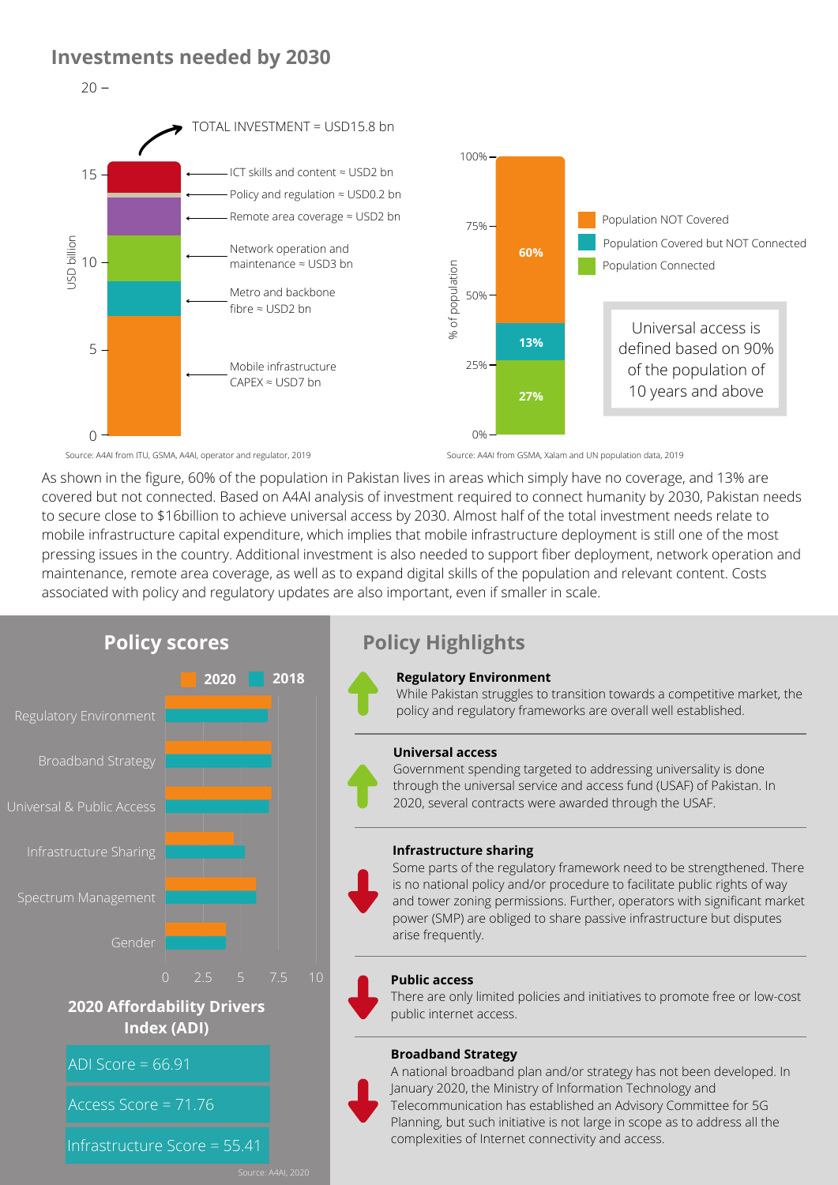## Investments needed by 2030

20 –
15 –
10 –
5 –
0 –

USD billion

TOTAL INVESTMENT = USD15.8 bn

ICT skills and content ≈ USD2 bn

Policy and regulation ≈ USD0.2 bn

Remote area coverage ≈ USD2 bn

Network operation and maintenance ≈ USD3 bn

Metro and backbone fibre ≈ USD2 bn

Mobile infrastructure CAPEX ≈ USD7 bn

Source: A4AI from ITU, GSMA, A4AI, operator and regulator, 2019

100% –
75% –
50% –
25% –
0% –

% of population

60%

13%

27%

Population NOT Covered

Population Covered but NOT Connected

Population Connected

Universal access is defined based on 90% of the population of 10 years and above

Source: A4AI from GSMA, Xalam and UN population data, 2019

As shown in the figure, 60% of the population in Pakistan lives in areas which simply have no coverage, and 13% are covered but not connected. Based on A4AI analysis of investment required to connect humanity by 2030, Pakistan needs to secure close to $16billion to achieve universal access by 2030. Almost half of the total investment needs relate to mobile infrastructure capital expenditure, which implies that mobile infrastructure deployment is still one of the most pressing issues in the country. Additional investment is also needed to support fiber deployment, network operation and maintenance, remote area coverage, as well as to expand digital skills of the population and relevant content. Costs associated with policy and regulatory updates are also important, even if smaller in scale.

## Policy scores

2020 2018

Regulatory Environment

Broadband Strategy

Universal & Public Access

Infrastructure Sharing

Spectrum Management

Gender

0 2.5 5 7.5 10

### 2020 Affordability Drivers Index (ADI)

ADI Score = 66.91

Access Score = 71.76

Infrastructure Score = 55.41

Source: A4AI, 2020

## Policy Highlights

**Regulatory Environment**
While Pakistan struggles to transition towards a competitive market, the policy and regulatory frameworks are overall well established.

**Universal access**
Government spending targeted to addressing universality is done through the universal service and access fund (USAF) of Pakistan. In 2020, several contracts were awarded through the USAF.

**Infrastructure sharing**
Some parts of the regulatory framework need to be strengthened. There is no national policy and/or procedure to facilitate public rights of way and tower zoning permissions. Further, operators with significant market power (SMP) are obliged to share passive infrastructure but disputes arise frequently.

**Public access**
There are only limited policies and initiatives to promote free or low-cost public internet access.

**Broadband Strategy**
A national broadband plan and/or strategy has not been developed. In January 2020, the Ministry of Information Technology and Telecommunication has established an Advisory Committee for 5G Planning, but such initiative is not large in scope as to address all the complexities of Internet connectivity and access.